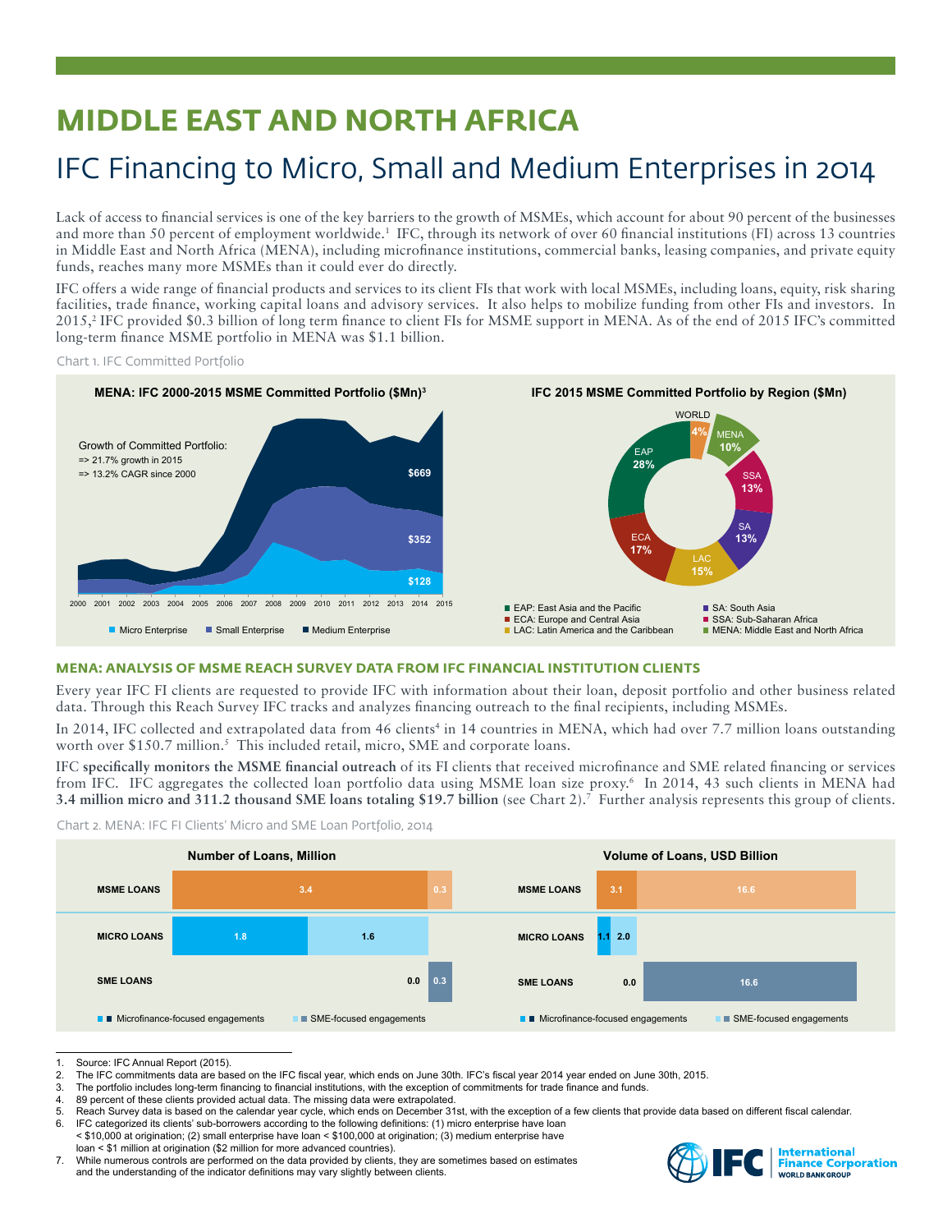# MIDDLE EAST AND NORTH AFRICA

## IFC Financing to Micro, Small and Medium Enterprises in 2014

Lack of access to financial services is one of the key barriers to the growth of MSMEs, which account for about 90 percent of the businesses and more than 50 percent of employment worldwide.[1] IFC, through its network of over 60 financial institutions (FI) across 13 countries in Middle East and North Africa (MENA), including microfinance institutions, commercial banks, leasing companies, and private equity funds, reaches many more MSMEs than it could ever do directly.

IFC offers a wide range of financial products and services to its client FIs that work with local MSMEs, including loans, equity, risk sharing facilities, trade finance, working capital loans and advisory services. It also helps to mobilize funding from other FIs and investors. In 2015,[2] IFC provided $0.3 billion of long term finance to client FIs for MSME support in MENA. As of the end of 2015 IFC's committed long-term finance MSME portfolio in MENA was $1.1 billion.

Chart 1. IFC Committed Portfolio

**MENA: IFC 2000-2015 MSME Committed Portfolio ($Mn)[3]**

Growth of Committed Portfolio:
=> 21.7% growth in 2015
=> 13.2% CAGR since 2000

2015: Medium Enterprise $669; Small Enterprise $352; Micro Enterprise $128

**IFC 2015 MSME Committed Portfolio by Region ($Mn)**

| Region | Share |
|---|---|
| EAP: East Asia and the Pacific | 28% |
| ECA: Europe and Central Asia | 17% |
| LAC: Latin America and the Caribbean | 15% |
| SA: South Asia | 13% |
| SSA: Sub-Saharan Africa | 13% |
| MENA: Middle East and North Africa | 10% |
| WORLD | 4% |

### MENA: ANALYSIS OF MSME REACH SURVEY DATA FROM IFC FINANCIAL INSTITUTION CLIENTS

Every year IFC FI clients are requested to provide IFC with information about their loan, deposit portfolio and other business related data. Through this Reach Survey IFC tracks and analyzes financing outreach to the final recipients, including MSMEs.

In 2014, IFC collected and extrapolated data from 46 clients[4] in 14 countries in MENA, which had over 7.7 million loans outstanding worth over $150.7 million.[5] This included retail, micro, SME and corporate loans.

IFC **specifically monitors the MSME financial outreach** of its FI clients that received microfinance and SME related financing or services from IFC. IFC aggregates the collected loan portfolio data using MSME loan size proxy.[6] In 2014, 43 such clients in MENA had **3.4 million micro and 311.2 thousand SME loans totaling $19.7 billion** (see Chart 2).[7] Further analysis represents this group of clients.

Chart 2. MENA: IFC FI Clients' Micro and SME Loan Portfolio, 2014

**Number of Loans, Million**

| | Microfinance-focused engagements | SME-focused engagements |
|---|---|---|
| MSME LOANS | 3.4 | 0.3 |
| MICRO LOANS | 1.8 | 1.6 |
| SME LOANS | 0.0 | 0.3 |

**Volume of Loans, USD Billion**

| | Microfinance-focused engagements | SME-focused engagements |
|---|---|---|
| MSME LOANS | 3.1 | 16.6 |
| MICRO LOANS | 1.1 | 2.0 |
| SME LOANS | 0.0 | 16.6 |

1. Source: IFC Annual Report (2015).
2. The IFC commitments data are based on the IFC fiscal year, which ends on June 30th. IFC's fiscal year 2014 year ended on June 30th, 2015.
3. The portfolio includes long-term financing to financial institutions, with the exception of commitments for trade finance and funds.
4. 89 percent of these clients provided actual data. The missing data were extrapolated.
5. Reach Survey data is based on the calendar year cycle, which ends on December 31st, with the exception of a few clients that provide data based on different fiscal calendar.
6. IFC categorized its clients' sub-borrowers according to the following definitions: (1) micro enterprise have loan < $10,000 at origination; (2) small enterprise have loan < $100,000 at origination; (3) medium enterprise have loan < $1 million at origination ($2 million for more advanced countries).
7. While numerous controls are performed on the data provided by clients, they are sometimes based on estimates and the understanding of the indicator definitions may vary slightly between clients.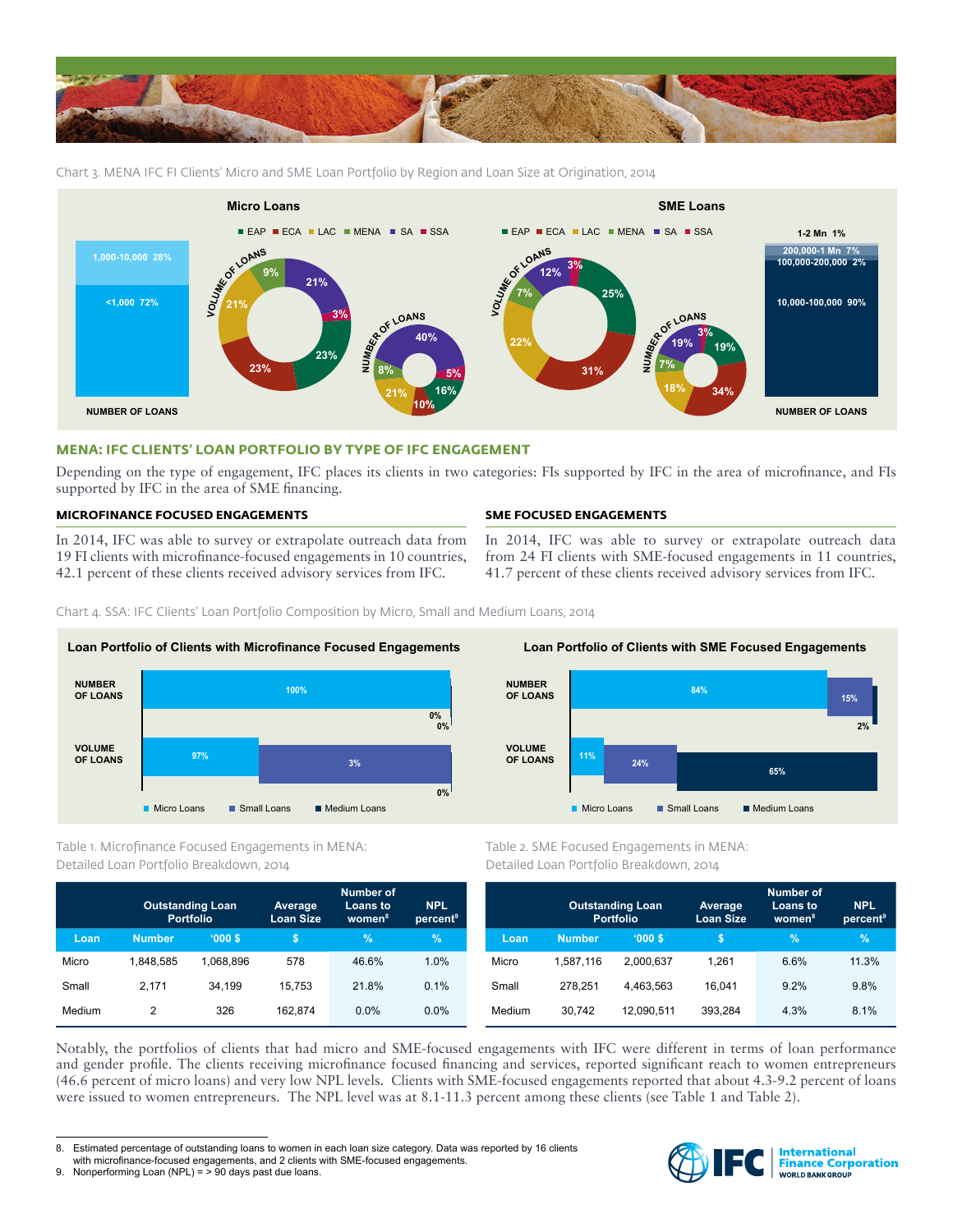Chart 3. MENA IFC FI Clients' Micro and SME Loan Portfolio by Region and Loan Size at Origination, 2014

**Micro Loans**

EAP ECA LAC MENA SA SSA

NUMBER OF LOANS: 1,000-10,000 28%; <1,000 72%

VOLUME OF LOANS: 9%, 21%, 3%, 23%, 23%, 21%

NUMBER OF LOANS: 40%, 5%, 16%, 10%, 21%, 8%

**SME Loans**

EAP ECA LAC MENA SA SSA

VOLUME OF LOANS: 12%, 3%, 25%, 31%, 22%, 7%

NUMBER OF LOANS: 19%, 3%, 19%, 34%, 18%, 7%

NUMBER OF LOANS: 1-2 Mn 1%; 200,000-1 Mn 7%; 100,000-200,000 2%; 10,000-100,000 90%

## MENA: IFC CLIENTS' LOAN PORTFOLIO BY TYPE OF IFC ENGAGEMENT

Depending on the type of engagement, IFC places its clients in two categories: FIs supported by IFC in the area of microfinance, and FIs supported by IFC in the area of SME financing.

### MICROFINANCE FOCUSED ENGAGEMENTS

In 2014, IFC was able to survey or extrapolate outreach data from 19 FI clients with microfinance-focused engagements in 10 countries, 42.1 percent of these clients received advisory services from IFC.

### SME FOCUSED ENGAGEMENTS

In 2014, IFC was able to survey or extrapolate outreach data from 24 FI clients with SME-focused engagements in 11 countries, 41.7 percent of these clients received advisory services from IFC.

Chart 4. SSA: IFC Clients' Loan Portfolio Composition by Micro, Small and Medium Loans, 2014

**Loan Portfolio of Clients with Microfinance Focused Engagements**

| | Micro Loans | Small Loans | Medium Loans |
|---|---|---|---|
| NUMBER OF LOANS | 100% | 0% | 0% |
| VOLUME OF LOANS | 97% | 3% | 0% |

**Loan Portfolio of Clients with SME Focused Engagements**

| | Micro Loans | Small Loans | Medium Loans |
|---|---|---|---|
| NUMBER OF LOANS | 84% | 15% | 2% |
| VOLUME OF LOANS | 11% | 24% | 65% |

Table 1. Microfinance Focused Engagements in MENA: Detailed Loan Portfolio Breakdown, 2014

| | Outstanding Loan Portfolio | | Average Loan Size | Number of Loans to women[8] | NPL percent[9] |
|---|---|---|---|---|---|
| Loan | Number | '000 $ | $ | % | % |
| Micro | 1,848,585 | 1,068,896 | 578 | 46.6% | 1.0% |
| Small | 2,171 | 34,199 | 15,753 | 21.8% | 0.1% |
| Medium | 2 | 326 | 162,874 | 0.0% | 0.0% |

Table 2. SME Focused Engagements in MENA: Detailed Loan Portfolio Breakdown, 2014

| | Outstanding Loan Portfolio | | Average Loan Size | Number of Loans to women[8] | NPL percent[9] |
|---|---|---|---|---|---|
| Loan | Number | '000 $ | $ | % | % |
| Micro | 1,587,116 | 2,000,637 | 1,261 | 6.6% | 11.3% |
| Small | 278,251 | 4,463,563 | 16,041 | 9.2% | 9.8% |
| Medium | 30,742 | 12,090,511 | 393,284 | 4.3% | 8.1% |

Notably, the portfolios of clients that had micro and SME-focused engagements with IFC were different in terms of loan performance and gender profile. The clients receiving microfinance focused financing and services, reported significant reach to women entrepreneurs (46.6 percent of micro loans) and very low NPL levels. Clients with SME-focused engagements reported that about 4.3-9.2 percent of loans were issued to women entrepreneurs. The NPL level was at 8.1-11.3 percent among these clients (see Table 1 and Table 2).

8. Estimated percentage of outstanding loans to women in each loan size category. Data was reported by 16 clients with microfinance-focused engagements, and 2 clients with SME-focused engagements.
9. Nonperforming Loan (NPL) = > 90 days past due loans.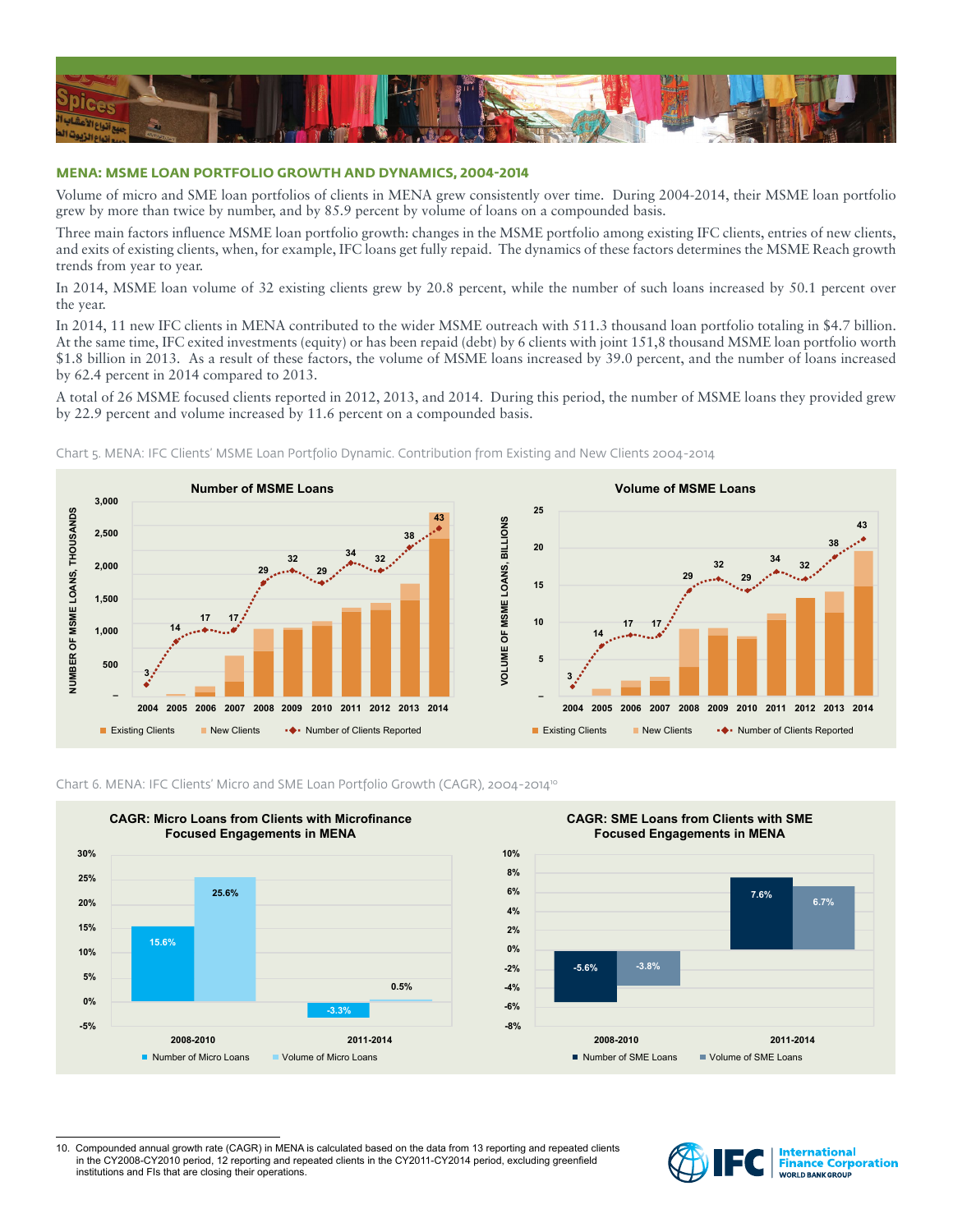## MENA: MSME LOAN PORTFOLIO GROWTH AND DYNAMICS, 2004-2014

Volume of micro and SME loan portfolios of clients in MENA grew consistently over time. During 2004-2014, their MSME loan portfolio grew by more than twice by number, and by 85.9 percent by volume of loans on a compounded basis.

Three main factors influence MSME loan portfolio growth: changes in the MSME portfolio among existing IFC clients, entries of new clients, and exits of existing clients, when, for example, IFC loans get fully repaid. The dynamics of these factors determines the MSME Reach growth trends from year to year.

In 2014, MSME loan volume of 32 existing clients grew by 20.8 percent, while the number of such loans increased by 50.1 percent over the year.

In 2014, 11 new IFC clients in MENA contributed to the wider MSME outreach with 511.3 thousand loan portfolio totaling in $4.7 billion. At the same time, IFC exited investments (equity) or has been repaid (debt) by 6 clients with joint 151,8 thousand MSME loan portfolio worth $1.8 billion in 2013. As a result of these factors, the volume of MSME loans increased by 39.0 percent, and the number of loans increased by 62.4 percent in 2014 compared to 2013.

A total of 26 MSME focused clients reported in 2012, 2013, and 2014. During this period, the number of MSME loans they provided grew by 22.9 percent and volume increased by 11.6 percent on a compounded basis.

Chart 5. MENA: IFC Clients' MSME Loan Portfolio Dynamic. Contribution from Existing and New Clients 2004-2014

**Number of MSME Loans** (Number of MSME loans, thousands)

| Year | 2004 | 2005 | 2006 | 2007 | 2008 | 2009 | 2010 | 2011 | 2012 | 2013 | 2014 |
|---|---|---|---|---|---|---|---|---|---|---|---|
| Number of Clients Reported | 3 | 14 | 17 | 17 | 29 | 32 | 29 | 34 | 32 | 38 | 43 |

**Volume of MSME Loans** (Volume of MSME loans, billions)

| Year | 2004 | 2005 | 2006 | 2007 | 2008 | 2009 | 2010 | 2011 | 2012 | 2013 | 2014 |
|---|---|---|---|---|---|---|---|---|---|---|---|
| Number of Clients Reported | 3 | 14 | 17 | 17 | 29 | 32 | 29 | 34 | 32 | 38 | 43 |

Legend: Existing Clients; New Clients; Number of Clients Reported

Chart 6. MENA: IFC Clients' Micro and SME Loan Portfolio Growth (CAGR), 2004-2014[10]

**CAGR: Micro Loans from Clients with Microfinance Focused Engagements in MENA**

| Period | Number of Micro Loans | Volume of Micro Loans |
|---|---|---|
| 2008-2010 | 15.6% | 25.6% |
| 2011-2014 | -3.3% | 0.5% |

**CAGR: SME Loans from Clients with SME Focused Engagements in MENA**

| Period | Number of SME Loans | Volume of SME Loans |
|---|---|---|
| 2008-2010 | -5.6% | -3.8% |
| 2011-2014 | 7.6% | 6.7% |

10. Compounded annual growth rate (CAGR) in MENA is calculated based on the data from 13 reporting and repeated clients in the CY2008-CY2010 period, 12 reporting and repeated clients in the CY2011-CY2014 period, excluding greenfield institutions and FIs that are closing their operations.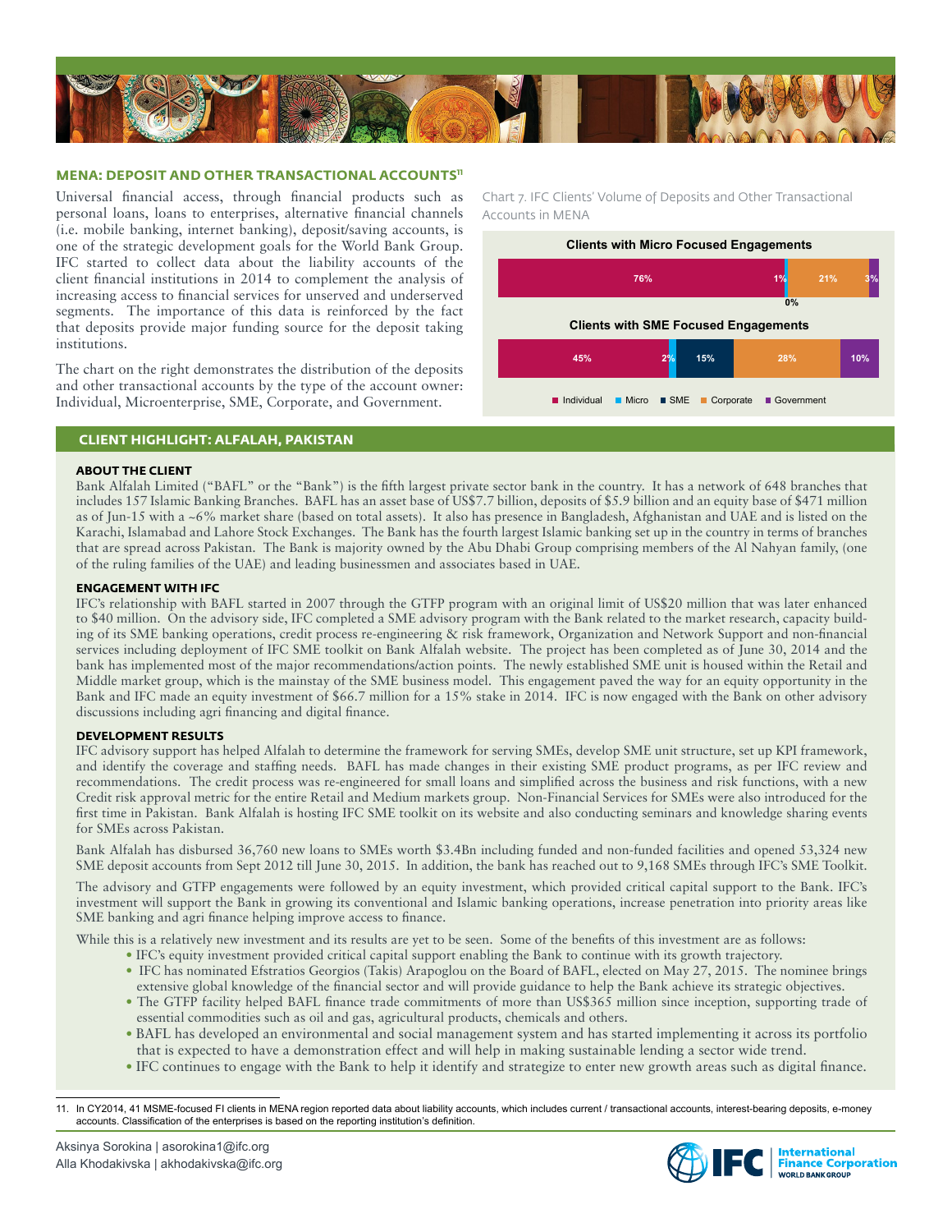## MENA: DEPOSIT AND OTHER TRANSACTIONAL ACCOUNTS[11]

Universal financial access, through financial products such as personal loans, loans to enterprises, alternative financial channels (i.e. mobile banking, internet banking), deposit/saving accounts, is one of the strategic development goals for the World Bank Group. IFC started to collect data about the liability accounts of the client financial institutions in 2014 to complement the analysis of increasing access to financial services for unserved and underserved segments. The importance of this data is reinforced by the fact that deposits provide major funding source for the deposit taking institutions.

The chart on the right demonstrates the distribution of the deposits and other transactional accounts by the type of the account owner: Individual, Microenterprise, SME, Corporate, and Government.

Chart 7. IFC Clients' Volume of Deposits and Other Transactional Accounts in MENA

Clients with Micro Focused Engagements

76%
1%
0%
21%
3%

Clients with SME Focused Engagements

45%
2%
15%
28%
10%

Individual
Micro
SME
Corporate
Government

## CLIENT HIGHLIGHT: ALFALAH, PAKISTAN

### ABOUT THE CLIENT

Bank Alfalah Limited ("BAFL" or the "Bank") is the fifth largest private sector bank in the country. It has a network of 648 branches that includes 157 Islamic Banking Branches. BAFL has an asset base of US$7.7 billion, deposits of $5.9 billion and an equity base of $471 million as of Jun-15 with a ~6% market share (based on total assets). It also has presence in Bangladesh, Afghanistan and UAE and is listed on the Karachi, Islamabad and Lahore Stock Exchanges. The Bank has the fourth largest Islamic banking set up in the country in terms of branches that are spread across Pakistan. The Bank is majority owned by the Abu Dhabi Group comprising members of the Al Nahyan family, (one of the ruling families of the UAE) and leading businessmen and associates based in UAE.

### ENGAGEMENT WITH IFC

IFC's relationship with BAFL started in 2007 through the GTFP program with an original limit of US$20 million that was later enhanced to $40 million. On the advisory side, IFC completed a SME advisory program with the Bank related to the market research, capacity building of its SME banking operations, credit process re-engineering & risk framework, Organization and Network Support and non-financial services including deployment of IFC SME toolkit on Bank Alfalah website. The project has been completed as of June 30, 2014 and the bank has implemented most of the major recommendations/action points. The newly established SME unit is housed within the Retail and Middle market group, which is the mainstay of the SME business model. This engagement paved the way for an equity opportunity in the Bank and IFC made an equity investment of $66.7 million for a 15% stake in 2014. IFC is now engaged with the Bank on other advisory discussions including agri financing and digital finance.

### DEVELOPMENT RESULTS

IFC advisory support has helped Alfalah to determine the framework for serving SMEs, develop SME unit structure, set up KPI framework, and identify the coverage and staffing needs. BAFL has made changes in their existing SME product programs, as per IFC review and recommendations. The credit process was re-engineered for small loans and simplified across the business and risk functions, with a new Credit risk approval metric for the entire Retail and Medium markets group. Non-Financial Services for SMEs were also introduced for the first time in Pakistan. Bank Alfalah is hosting IFC SME toolkit on its website and also conducting seminars and knowledge sharing events for SMEs across Pakistan.

Bank Alfalah has disbursed 36,760 new loans to SMEs worth $3.4Bn including funded and non-funded facilities and opened 53,324 new SME deposit accounts from Sept 2012 till June 30, 2015. In addition, the bank has reached out to 9,168 SMEs through IFC's SME Toolkit.

The advisory and GTFP engagements were followed by an equity investment, which provided critical capital support to the Bank. IFC's investment will support the Bank in growing its conventional and Islamic banking operations, increase penetration into priority areas like SME banking and agri finance helping improve access to finance.

While this is a relatively new investment and its results are yet to be seen. Some of the benefits of this investment are as follows:

- IFC's equity investment provided critical capital support enabling the Bank to continue with its growth trajectory.
- IFC has nominated Efstratios Georgios (Takis) Arapoglou on the Board of BAFL, elected on May 27, 2015. The nominee brings extensive global knowledge of the financial sector and will provide guidance to help the Bank achieve its strategic objectives.
- The GTFP facility helped BAFL finance trade commitments of more than US$365 million since inception, supporting trade of essential commodities such as oil and gas, agricultural products, chemicals and others.
- BAFL has developed an environmental and social management system and has started implementing it across its portfolio that is expected to have a demonstration effect and will help in making sustainable lending a sector wide trend.
- IFC continues to engage with the Bank to help it identify and strategize to enter new growth areas such as digital finance.

11. In CY2014, 41 MSME-focused FI clients in MENA region reported data about liability accounts, which includes current / transactional accounts, interest-bearing deposits, e-money accounts. Classification of the enterprises is based on the reporting institution's definition.

Aksinya Sorokina | asorokina1@ifc.org
Alla Khodakivska | akhodakivska@ifc.org

IFC International Finance Corporation WORLD BANK GROUP